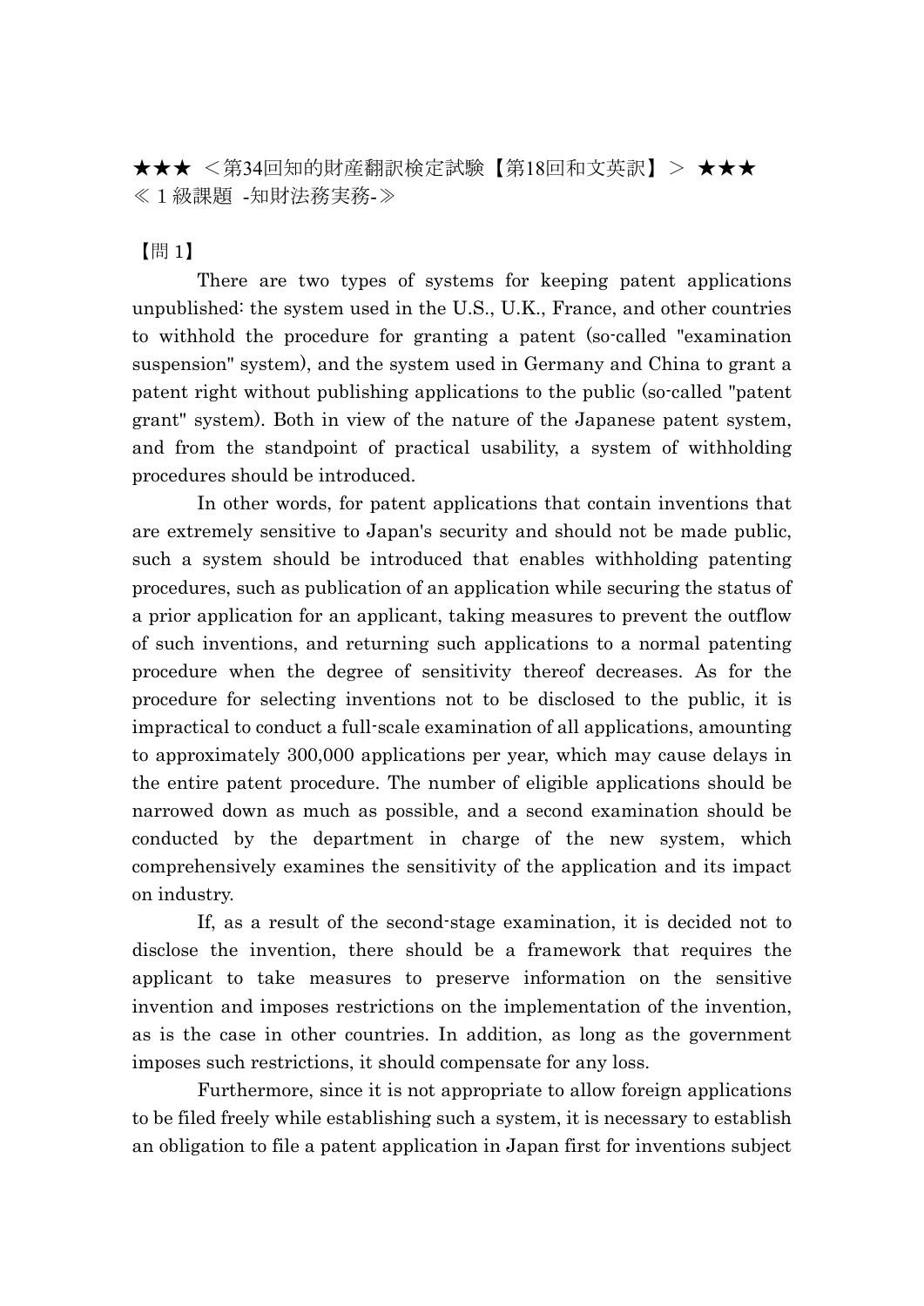★★★ ＜第34回知的財産翻訳検定試験【第18回和文英訳】＞ ★★★
≪１級課題 -知財法務実務-≫

【問 1】

There are two types of systems for keeping patent applications unpublished: the system used in the U.S., U.K., France, and other countries to withhold the procedure for granting a patent (so-called "examination suspension" system), and the system used in Germany and China to grant a patent right without publishing applications to the public (so-called "patent grant" system). Both in view of the nature of the Japanese patent system, and from the standpoint of practical usability, a system of withholding procedures should be introduced.

In other words, for patent applications that contain inventions that are extremely sensitive to Japan's security and should not be made public, such a system should be introduced that enables withholding patenting procedures, such as publication of an application while securing the status of a prior application for an applicant, taking measures to prevent the outflow of such inventions, and returning such applications to a normal patenting procedure when the degree of sensitivity thereof decreases. As for the procedure for selecting inventions not to be disclosed to the public, it is impractical to conduct a full-scale examination of all applications, amounting to approximately 300,000 applications per year, which may cause delays in the entire patent procedure. The number of eligible applications should be narrowed down as much as possible, and a second examination should be conducted by the department in charge of the new system, which comprehensively examines the sensitivity of the application and its impact on industry.

If, as a result of the second-stage examination, it is decided not to disclose the invention, there should be a framework that requires the applicant to take measures to preserve information on the sensitive invention and imposes restrictions on the implementation of the invention, as is the case in other countries. In addition, as long as the government imposes such restrictions, it should compensate for any loss.

Furthermore, since it is not appropriate to allow foreign applications to be filed freely while establishing such a system, it is necessary to establish an obligation to file a patent application in Japan first for inventions subject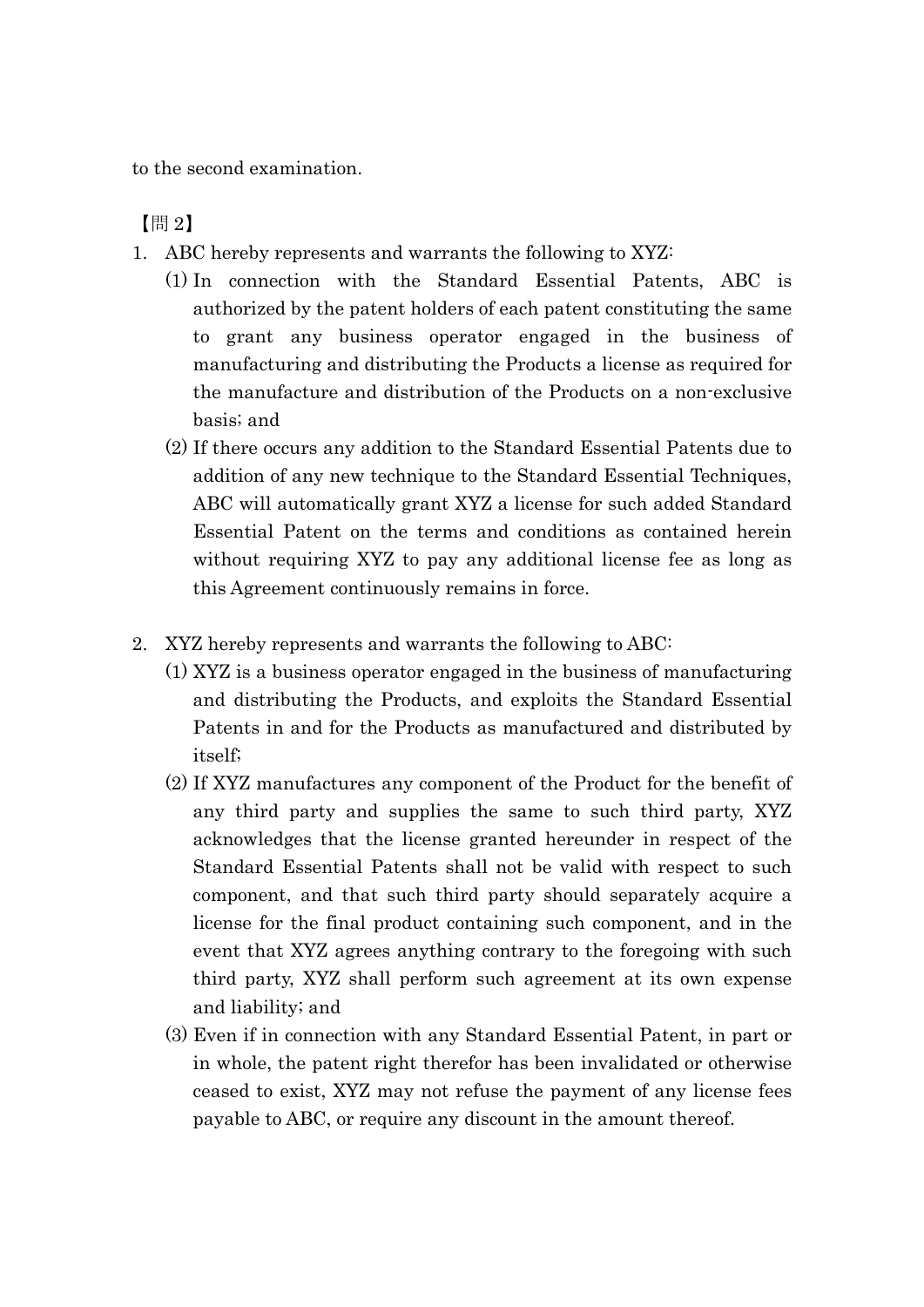to the second examination.

【問 2】

1. ABC hereby represents and warrants the following to XYZ:
   (1) In connection with the Standard Essential Patents, ABC is authorized by the patent holders of each patent constituting the same to grant any business operator engaged in the business of manufacturing and distributing the Products a license as required for the manufacture and distribution of the Products on a non-exclusive basis; and
   (2) If there occurs any addition to the Standard Essential Patents due to addition of any new technique to the Standard Essential Techniques, ABC will automatically grant XYZ a license for such added Standard Essential Patent on the terms and conditions as contained herein without requiring XYZ to pay any additional license fee as long as this Agreement continuously remains in force.

2. XYZ hereby represents and warrants the following to ABC:
   (1) XYZ is a business operator engaged in the business of manufacturing and distributing the Products, and exploits the Standard Essential Patents in and for the Products as manufactured and distributed by itself;
   (2) If XYZ manufactures any component of the Product for the benefit of any third party and supplies the same to such third party, XYZ acknowledges that the license granted hereunder in respect of the Standard Essential Patents shall not be valid with respect to such component, and that such third party should separately acquire a license for the final product containing such component, and in the event that XYZ agrees anything contrary to the foregoing with such third party, XYZ shall perform such agreement at its own expense and liability; and
   (3) Even if in connection with any Standard Essential Patent, in part or in whole, the patent right therefor has been invalidated or otherwise ceased to exist, XYZ may not refuse the payment of any license fees payable to ABC, or require any discount in the amount thereof.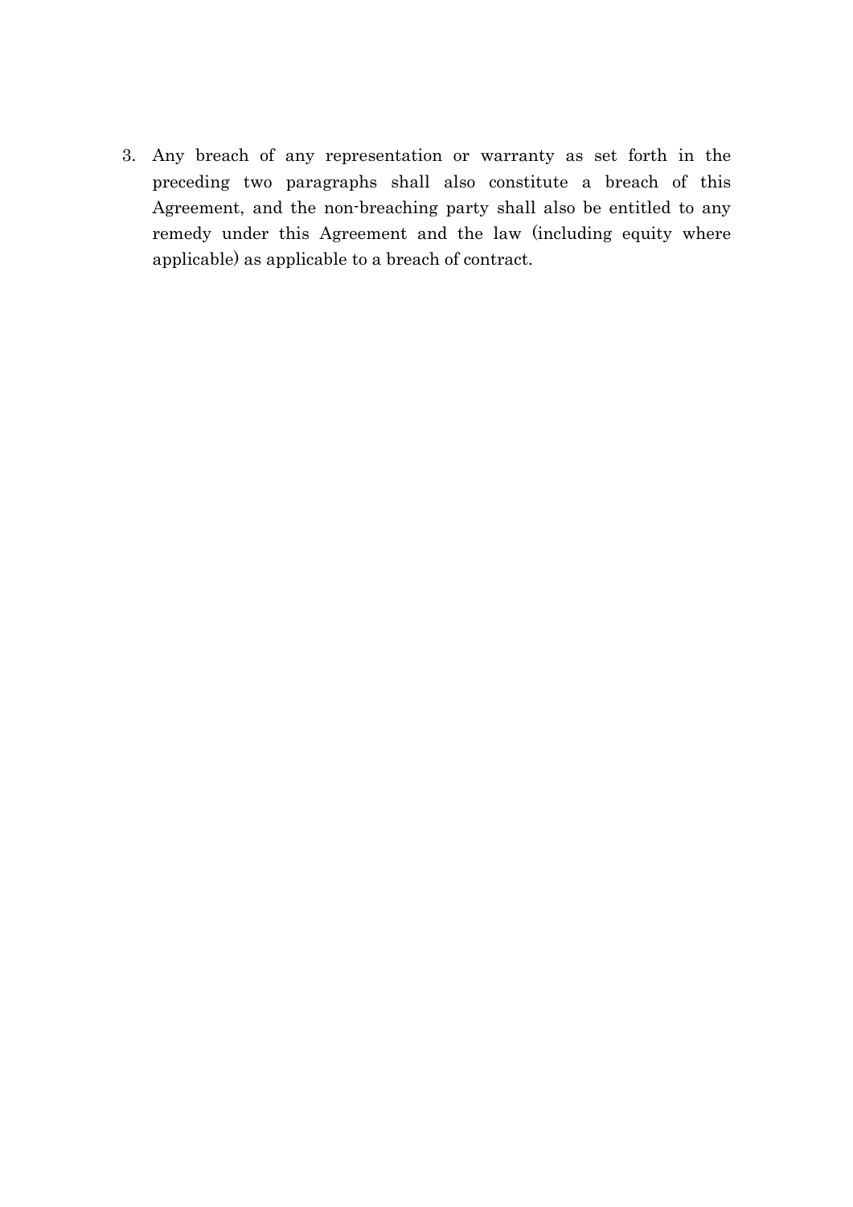3. Any breach of any representation or warranty as set forth in the preceding two paragraphs shall also constitute a breach of this Agreement, and the non-breaching party shall also be entitled to any remedy under this Agreement and the law (including equity where applicable) as applicable to a breach of contract.